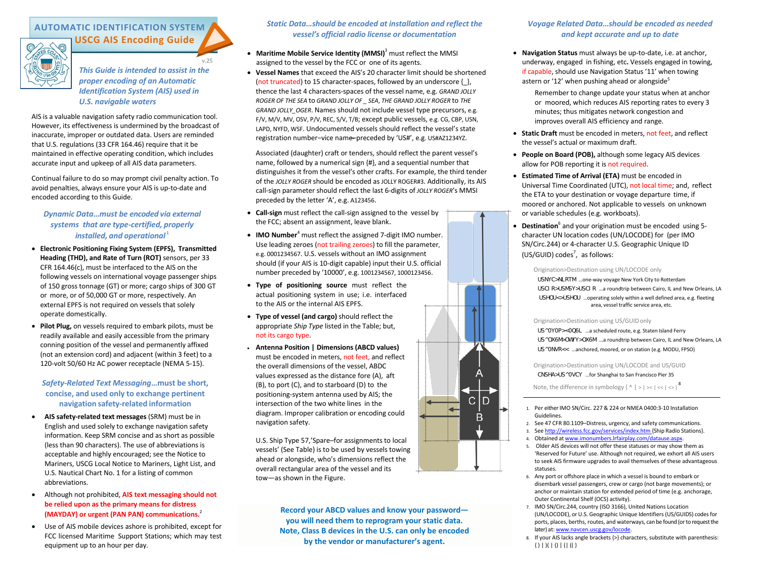# AUTOMATIC IDENTIFICATION SYSTEM

## USCG AIS Encoding Guide

v.25

*This Guide is intended to assist in the proper encoding of an Automatic Identification System (AIS) used in U.S. navigable waters*

AIS is a valuable navigation safety radio communication tool. However, its effectiveness is undermined by the broadcast of inaccurate, improper or outdated data. Users are reminded that U.S. regulations (33 CFR 164.46) require that it be maintained in effective operating condition, which includes accurate input and upkeep of all AIS data parameters.

Continual failure to do so may prompt civil penalty action. To avoid penalties, always ensure your AIS is up-to-date and encoded according to this Guide.

### *Dynamic Data…must be encoded via external systems that are type-certified, properly installed, and operational*[1]

- **Electronic Positioning Fixing System (EPFS), Transmitted Heading (THD), and Rate of Turn (ROT)** sensors, per 33 CFR 164.46(c), must be interfaced to the AIS on the following vessels on international voyage passenger ships of 150 gross tonnage (GT) or more; cargo ships of 300 GT or more, or of 50,000 GT or more, respectively. An external EPFS is not required on vessels that solely operate domestically.
- **Pilot Plug,** on vessels required to embark pilots, must be readily available and easily accessible from the primary conning position of the vessel and permanently affixed (not an extension cord) and adjacent (within 3 feet) to a 120-volt 50/60 Hz AC power receptacle (NEMA 5-15).

### *Safety-Related Text Messaging…must be short, concise, and used only to exchange pertinent navigation safety-related information*

- **AIS safety-related text messages** (SRM) must be in English and used solely to exchange navigation safety information. Keep SRM concise and as short as possible (less than 90 characters). The use of abbreviations is acceptable and highly encouraged; see the Notice to Mariners, USCG Local Notice to Mariners, Light List, and U.S. Nautical Chart No. 1 for a listing of common abbreviations.
- Although not prohibited, **AIS text messaging should not be relied upon as the primary means for distress (MAYDAY) or urgent (PAN PAN) communications.**[2]
- Use of AIS mobile devices ashore is prohibited, except for FCC licensed Maritime Support Stations; which may test equipment up to an hour per day.

### *Static Data…should be encoded at installation and reflect the vessel's official radio license or documentation*

- **Maritime Mobile Service Identity (MMSI)**[3] must reflect the MMSI assigned to the vessel by the FCC or one of its agents.
- **Vessel Names** that exceed the AIS's 20 character limit should be shortened (not truncated) to 15 character-spaces, followed by an underscore {_}, thence the last 4 characters-spaces of the vessel name, e.g. *GRAND JOLLY ROGER OF THE SEA* to *GRAND JOLLY OF _ SEA, THE GRAND JOLLY ROGER* to *THE GRAND JOLLY_OGER*. Names should not include vessel type precursors, e.g. F/V, M/V, MV, OSV, P/V, REC, S/V, T/B; except public vessels, e.g. CG, CBP, USN, LAPD, NYFD, WSF. Undocumented vessels should reflect the vessel's state registration number–vice name–preceded by 'US#', e.g. US#AZ1234YZ.

  Associated (daughter) craft or tenders, should reflect the parent vessel's name, followed by a numerical sign {#}, and a sequential number that distinguishes it from the vessel's other crafts. For example, the third tender of the *JOLLY ROGER* should be encoded as JOLLY ROGER#3. Additionally, its AIS call-sign parameter should reflect the last 6-digits of *JOLLY ROGER*'s MMSI preceded by the letter 'A', e.g. A123456.
- **Call-sign** must reflect the call-sign assigned to the vessel by the FCC; absent an assignment, leave blank.
- **IMO Number**[4] must reflect the assigned 7-digit IMO number. Use leading zeroes (not trailing zeroes) to fill the parameter, e.g. 0001234567. U.S. vessels without an IMO assignment should (if your AIS is 10-digit capable) input their U.S. official number preceded by '10000', e.g. 1001234567, 1000123456.
- **Type of positioning source** must reflect the actual positioning system in use; i.e. interfaced to the AIS or the internal AIS EPFS.
- **Type of vessel (and cargo)** should reflect the appropriate *Ship Type* listed in the Table; but, not its cargo type.
- **Antenna Position | Dimensions (ABCD values)** must be encoded in meters, not feet, and reflect the overall dimensions of the vessel, ABCD values expressed as the distance fore (A), aft (B), to port (C), and to starboard (D) to the positioning-system antenna used by AIS; the intersection of the two white lines in the diagram. Improper calibration or encoding could navigation safety.

U.S. Ship Type 57,'Spare–for assignments to local vessels' (See Table) is to be used by vessels towing ahead or alongside, who's dimensions reflect the overall rectangular area of the vessel and its tow—as shown in the Figure.

**Record your ABCD values and know your password—you will need them to reprogram your static data. Note, Class B devices in the U.S. can only be encoded by the vendor or manufacturer's agent.**

### *Voyage Related Data…should be encoded as needed and kept accurate and up to date*

- **Navigation Status** must always be up-to-date, i.e. at anchor, underway, engaged in fishing, etc. Vessels engaged in towing, if capable, should use Navigation Status '11' when towing astern or '12' when pushing ahead or alongside[5]

  Remember to change update your status when at anchor or moored, which reduces AIS reporting rates to every 3 minutes; thus mitigates network congestion and improves overall AIS efficiency and range.
- **Static Draft** must be encoded in meters, not feet, and reflect the vessel's actual or maximum draft.
- **People on Board (POB),** although some legacy AIS devices allow for POB reporting it is not required.
- **Estimated Time of Arrival (ETA)** must be encoded in Universal Time Coordinated (UTC), not local time; and, reflect the ETA to your destination or voyage departure time, if moored or anchored. Not applicable to vessels on unknown or variable schedules (e.g. workboats).
- **Destination**[6] and your origination must be encoded using 5-character UN location codes (UN/LOCODE) for (per IMO SN/Circ.244) or 4-character U.S. Geographic Unique ID (US/GUID) codes[7], as follows:

Origination>Destination using UN/LOCODE only

USNYC>NLRTM …one-way voyage New York City to Rotterdam
USCIR>USMSY>USCIR …a roundtrip between Cairo, IL and New Orleans, LA
USHOU<>USHOU …operating solely within a well defined area, e.g. fleeting area, vessel traffic service area, etc.

Origination>Destination using US/GUID only

US^0Y0P><0Q6L …a scheduled route, e.g. Staten Island Ferry
US^0X6M>0WYY>0X6M …a roundtrip between Cairo, IL and New Orleans, LA
US^0NVR<< …anchored, moored, or on station (e.g. MODU, FPSO)

Origination>Destination using UN/LOCODE and US/GUID

CNSHA>US^0VCY …for Shanghai to San Francisco Pier 35

Note, the difference in symbology { ^ | > | >< | << | <> }[8]

1. Per either IMO SN/Circ. 227 & 224 or NMEA 0400:3-10 Installation Guidelines.
2. See 47 CFR 80.1109–Distress, urgency, and safety communications.
3. See http://wireless.fcc.gov/services/index.htm (Ship Radio Stations).
4. Obtained at www.imonumbers.lrfairplay.com/dataause.aspx.
5. Older AIS devices will not offer these statuses or may show them as 'Reserved for Future' use. Although not required, we exhort all AIS users to seek AIS firmware upgrades to avail themselves of these advantageous statuses.
6. Any port or offshore place in which a vessel is bound to embark or disembark vessel passengers, crew or cargo (not barge movements); or anchor or maintain station for extended period of time (e.g. anchorage, Outer Continental Shelf (OCS) activity).
7. IMO SN/Circ.244, country (ISO 3166), United Nations Location (UN/LOCODE), or U.S. Geographic Unique Identifiers (US/GUIDS) codes for ports, places, berths, routes, and waterways, can be found (or to request the later) at: www.navcen.uscg.gov/locode.
8. If your AIS lacks angle brackets {>} characters, substitute with parenthesis: { ) | )( | () | (| (( }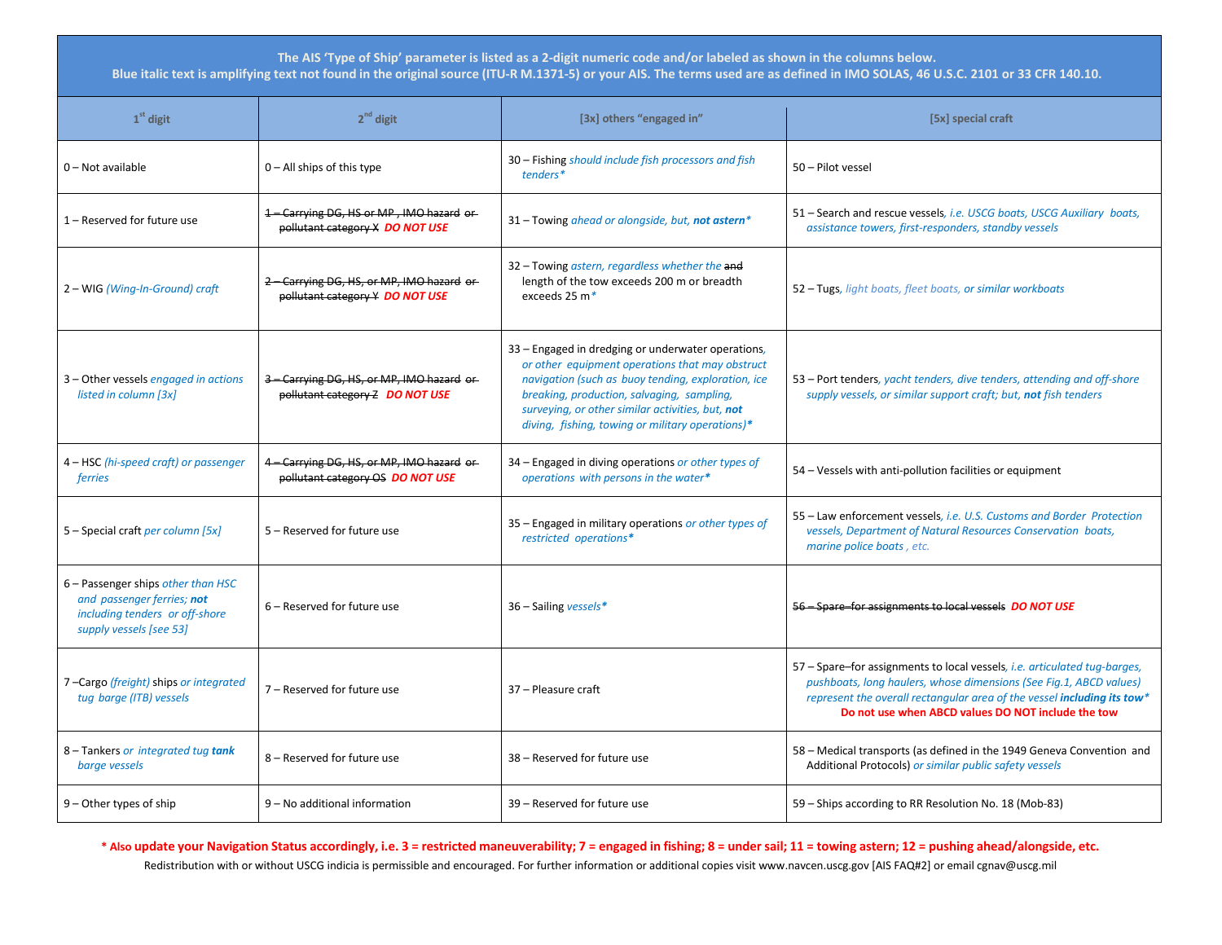**The AIS 'Type of Ship' parameter is listed as a 2-digit numeric code and/or labeled as shown in the columns below.**
**Blue italic text is amplifying text not found in the original source (ITU-R M.1371-5) or your AIS. The terms used are as defined in IMO SOLAS, 46 U.S.C. 2101 or 33 CFR 140.10.**

| 1st digit | 2nd digit | [3x] others "engaged in" | [5x] special craft |
|---|---|---|---|
| 0 – Not available | 0 – All ships of this type | 30 – Fishing *should include fish processors and fish tenders** | 50 – Pilot vessel |
| 1 – Reserved for future use | ~~1 – Carrying DG, HS or MP , IMO hazard or pollutant category X~~ **DO NOT USE** | 31 – Towing *ahead or alongside, but, **not astern**** | 51 – Search and rescue vessels*, i.e. USCG boats, USCG Auxiliary boats, assistance towers, first-responders, standby vessels* |
| 2 – WIG *(Wing-In-Ground) craft* | ~~2 – Carrying DG, HS, or MP, IMO hazard or pollutant category Y~~ **DO NOT USE** | 32 – Towing *astern, regardless whether the* ~~and~~ length of the tow exceeds 200 m or breadth exceeds 25 m* | 52 – Tugs*, light boats, fleet boats, or similar workboats* |
| 3 – Other vessels *engaged in actions listed in column [3x]* | ~~3 – Carrying DG, HS, or MP, IMO hazard or pollutant category Z~~ **DO NOT USE** | 33 – Engaged in dredging or underwater operations*, or other equipment operations that may obstruct navigation (such as buoy tending, exploration, ice breaking, production, salvaging, sampling, surveying, or other similar activities, but, **not** diving, fishing, towing or military operations)** | 53 – Port tenders*, yacht tenders, dive tenders, attending and off-shore supply vessels, or similar support craft; but, **not** fish tenders* |
| 4 – HSC *(hi-speed craft) or passenger ferries* | ~~4 – Carrying DG, HS, or MP, IMO hazard or pollutant category OS~~ **DO NOT USE** | 34 – Engaged in diving operations *or other types of operations with persons in the water** | 54 – Vessels with anti-pollution facilities or equipment |
| 5 – Special craft *per column [5x]* | 5 – Reserved for future use | 35 – Engaged in military operations *or other types of restricted operations** | 55 – Law enforcement vessels*, i.e. U.S. Customs and Border Protection vessels, Department of Natural Resources Conservation boats, marine police boats , etc.* |
| 6 – Passenger ships *other than HSC and passenger ferries; **not** including tenders or off-shore supply vessels [see 53]* | 6 – Reserved for future use | 36 – Sailing *vessels** | ~~56 – Spare–for assignments to local vessels~~ **DO NOT USE** |
| 7 –Cargo *(freight)* ships *or integrated tug barge (ITB) vessels* | 7 – Reserved for future use | 37 – Pleasure craft | 57 – Spare–for assignments to local vessels*, i.e. articulated tug-barges, pushboats, long haulers, whose dimensions (See Fig.1, ABCD values) represent the overall rectangular area of the vessel **including its tow**** **Do not use when ABCD values DO NOT include the tow** |
| 8 – Tankers *or integrated tug **tank** barge vessels* | 8 – Reserved for future use | 38 – Reserved for future use | 58 – Medical transports (as defined in the 1949 Geneva Convention and Additional Protocols) *or similar public safety vessels* |
| 9 – Other types of ship | 9 – No additional information | 39 – Reserved for future use | 59 – Ships according to RR Resolution No. 18 (Mob-83) |

**\* Also update your Navigation Status accordingly, i.e. 3 = restricted maneuverability; 7 = engaged in fishing; 8 = under sail; 11 = towing astern; 12 = pushing ahead/alongside, etc.**

Redistribution with or without USCG indicia is permissible and encouraged. For further information or additional copies visit www.navcen.uscg.gov [AIS FAQ#2] or email cgnav@uscg.mil